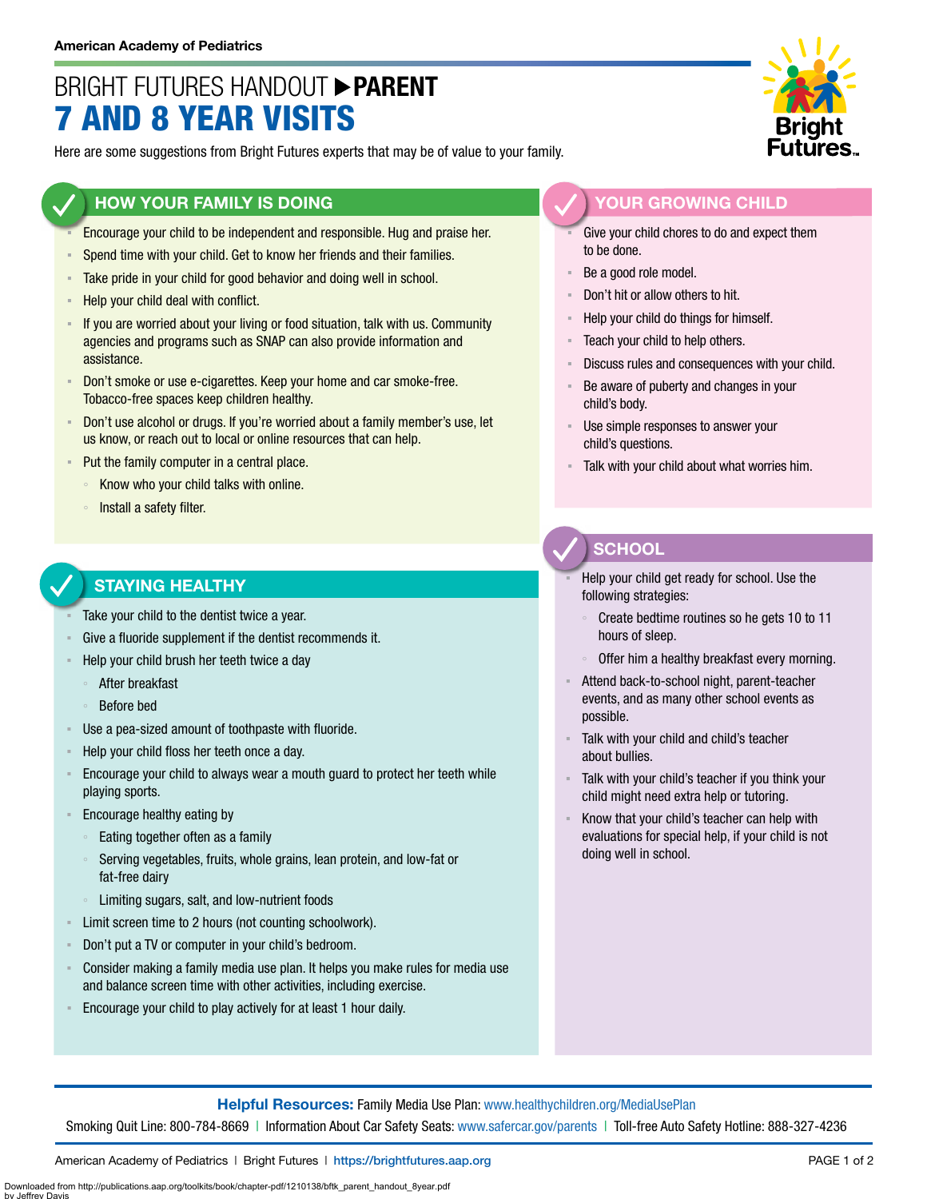American Academy of Pediatrics

# BRIGHT FUTURES HANDOUT ▶ PARENT
# 7 AND 8 YEAR VISITS

Here are some suggestions from Bright Futures experts that may be of value to your family.

## HOW YOUR FAMILY IS DOING

- Encourage your child to be independent and responsible. Hug and praise her.
- Spend time with your child. Get to know her friends and their families.
- Take pride in your child for good behavior and doing well in school.
- Help your child deal with conflict.
- If you are worried about your living or food situation, talk with us. Community agencies and programs such as SNAP can also provide information and assistance.
- Don't smoke or use e-cigarettes. Keep your home and car smoke-free. Tobacco-free spaces keep children healthy.
- Don't use alcohol or drugs. If you're worried about a family member's use, let us know, or reach out to local or online resources that can help.
- Put the family computer in a central place.
  - Know who your child talks with online.
  - Install a safety filter.

## STAYING HEALTHY

- Take your child to the dentist twice a year.
- Give a fluoride supplement if the dentist recommends it.
- Help your child brush her teeth twice a day
  - After breakfast
  - Before bed
- Use a pea-sized amount of toothpaste with fluoride.
- Help your child floss her teeth once a day.
- Encourage your child to always wear a mouth guard to protect her teeth while playing sports.
- Encourage healthy eating by
  - Eating together often as a family
  - Serving vegetables, fruits, whole grains, lean protein, and low-fat or fat-free dairy
  - Limiting sugars, salt, and low-nutrient foods
- Limit screen time to 2 hours (not counting schoolwork).
- Don't put a TV or computer in your child's bedroom.
- Consider making a family media use plan. It helps you make rules for media use and balance screen time with other activities, including exercise.
- Encourage your child to play actively for at least 1 hour daily.

## YOUR GROWING CHILD

- Give your child chores to do and expect them to be done.
- Be a good role model.
- Don't hit or allow others to hit.
- Help your child do things for himself.
- Teach your child to help others.
- Discuss rules and consequences with your child.
- Be aware of puberty and changes in your child's body.
- Use simple responses to answer your child's questions.
- Talk with your child about what worries him.

## SCHOOL

- Help your child get ready for school. Use the following strategies:
  - Create bedtime routines so he gets 10 to 11 hours of sleep.
  - Offer him a healthy breakfast every morning.
- Attend back-to-school night, parent-teacher events, and as many other school events as possible.
- Talk with your child and child's teacher about bullies.
- Talk with your child's teacher if you think your child might need extra help or tutoring.
- Know that your child's teacher can help with evaluations for special help, if your child is not doing well in school.

**Helpful Resources:** Family Media Use Plan: www.healthychildren.org/MediaUsePlan

Smoking Quit Line: 800-784-8669 | Information About Car Safety Seats: www.safercar.gov/parents | Toll-free Auto Safety Hotline: 888-327-4236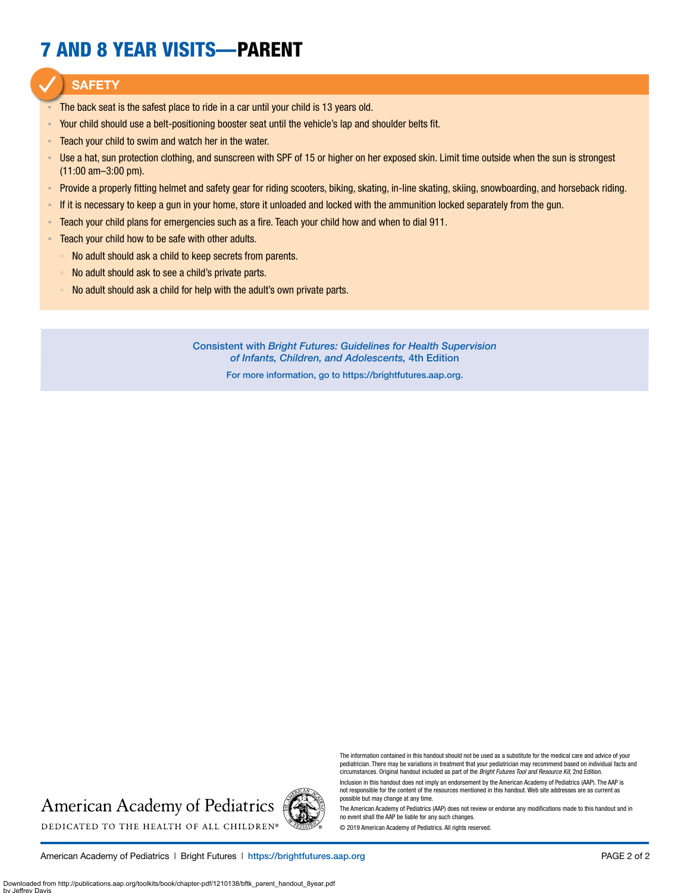# 7 AND 8 YEAR VISITS—PARENT

## SAFETY

- The back seat is the safest place to ride in a car until your child is 13 years old.
- Your child should use a belt-positioning booster seat until the vehicle's lap and shoulder belts fit.
- Teach your child to swim and watch her in the water.
- Use a hat, sun protection clothing, and sunscreen with SPF of 15 or higher on her exposed skin. Limit time outside when the sun is strongest (11:00 am–3:00 pm).
- Provide a properly fitting helmet and safety gear for riding scooters, biking, skating, in-line skating, skiing, snowboarding, and horseback riding.
- If it is necessary to keep a gun in your home, store it unloaded and locked with the ammunition locked separately from the gun.
- Teach your child plans for emergencies such as a fire. Teach your child how and when to dial 911.
- Teach your child how to be safe with other adults.
  - No adult should ask a child to keep secrets from parents.
  - No adult should ask to see a child's private parts.
  - No adult should ask a child for help with the adult's own private parts.

Consistent with *Bright Futures: Guidelines for Health Supervision of Infants, Children, and Adolescents,* 4th Edition

For more information, go to https://brightfutures.aap.org.

American Academy of Pediatrics

DEDICATED TO THE HEALTH OF ALL CHILDREN®

The information contained in this handout should not be used as a substitute for the medical care and advice of your pediatrician. There may be variations in treatment that your pediatrician may recommend based on individual facts and circumstances. Original handout included as part of the *Bright Futures Tool and Resource Kit*, 2nd Edition.

Inclusion in this handout does not imply an endorsement by the American Academy of Pediatrics (AAP). The AAP is not responsible for the content of the resources mentioned in this handout. Web site addresses are as current as possible but may change at any time.

The American Academy of Pediatrics (AAP) does not review or endorse any modifications made to this handout and in no event shall the AAP be liable for any such changes.

© 2019 American Academy of Pediatrics. All rights reserved.